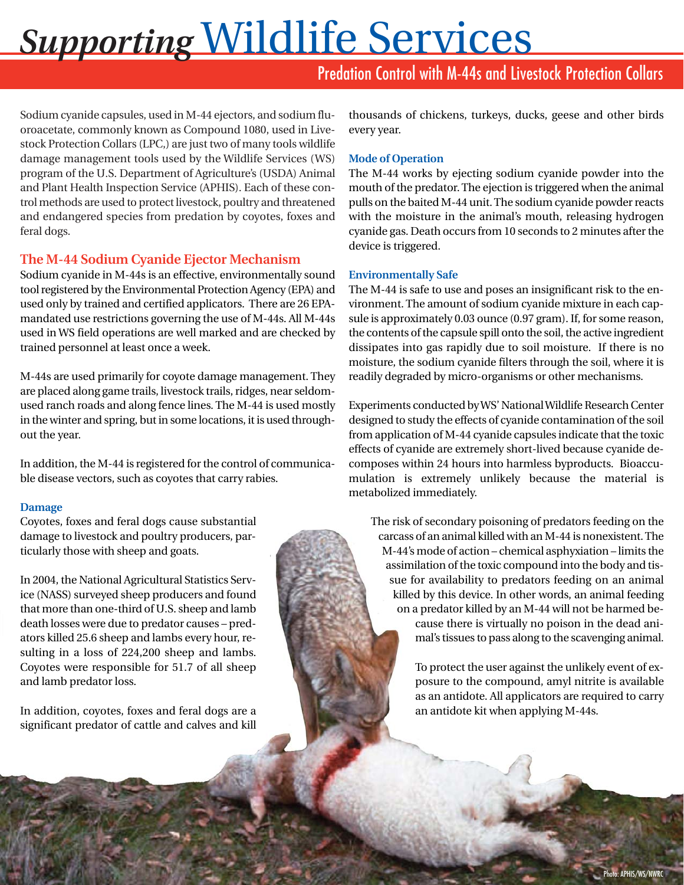# *Supporting* Wildlife Services

## Predation Control with M-44s and Livestock Protection Collars

Sodium cyanide capsules, used in M-44 ejectors, and sodium fluoroacetate, commonly known as Compound 1080, used in Livestock Protection Collars (LPC,) are just two of many tools wildlife damage management tools used by the Wildlife Services (WS) program of the U.S. Department of Agriculture's (USDA) Animal and Plant Health Inspection Service (APHIS). Each of these control methods are used to protect livestock, poultry and threatened and endangered species from predation by coyotes, foxes and feral dogs.

### The M-44 Sodium Cyanide Ejector Mechanism

Sodium cyanide in M-44s is an effective, environmentally sound tool registered by the Environmental Protection Agency (EPA) and used only by trained and certified applicators. There are 26 EPA-mandated use restrictions governing the use of M-44s. All M-44s used in WS field operations are well marked and are checked by trained personnel at least once a week.

M-44s are used primarily for coyote damage management. They are placed along game trails, livestock trails, ridges, near seldom-used ranch roads and along fence lines. The M-44 is used mostly in the winter and spring, but in some locations, it is used throughout the year.

In addition, the M-44 is registered for the control of communicable disease vectors, such as coyotes that carry rabies.

#### Damage

Coyotes, foxes and feral dogs cause substantial damage to livestock and poultry producers, particularly those with sheep and goats.

In 2004, the National Agricultural Statistics Service (NASS) surveyed sheep producers and found that more than one-third of U.S. sheep and lamb death losses were due to predator causes – predators killed 25.6 sheep and lambs every hour, resulting in a loss of 224,200 sheep and lambs. Coyotes were responsible for 51.7 of all sheep and lamb predator loss.

In addition, coyotes, foxes and feral dogs are a significant predator of cattle and calves and kill thousands of chickens, turkeys, ducks, geese and other birds every year.

#### Mode of Operation

The M-44 works by ejecting sodium cyanide powder into the mouth of the predator. The ejection is triggered when the animal pulls on the baited M-44 unit. The sodium cyanide powder reacts with the moisture in the animal's mouth, releasing hydrogen cyanide gas. Death occurs from 10 seconds to 2 minutes after the device is triggered.

#### Environmentally Safe

The M-44 is safe to use and poses an insignificant risk to the environment. The amount of sodium cyanide mixture in each capsule is approximately 0.03 ounce (0.97 gram). If, for some reason, the contents of the capsule spill onto the soil, the active ingredient dissipates into gas rapidly due to soil moisture. If there is no moisture, the sodium cyanide filters through the soil, where it is readily degraded by micro-organisms or other mechanisms.

Experiments conducted by WS' National Wildlife Research Center designed to study the effects of cyanide contamination of the soil from application of M-44 cyanide capsules indicate that the toxic effects of cyanide are extremely short-lived because cyanide decomposes within 24 hours into harmless byproducts. Bioaccumulation is extremely unlikely because the material is metabolized immediately.

The risk of secondary poisoning of predators feeding on the carcass of an animal killed with an M-44 is nonexistent. The M-44's mode of action – chemical asphyxiation – limits the assimilation of the toxic compound into the body and tissue for availability to predators feeding on an animal killed by this device. In other words, an animal feeding on a predator killed by an M-44 will not be harmed because there is virtually no poison in the dead animal's tissues to pass along to the scavenging animal.

To protect the user against the unlikely event of exposure to the compound, amyl nitrite is available as an antidote. All applicators are required to carry an antidote kit when applying M-44s.

Photo: APHIS/WS/NWRC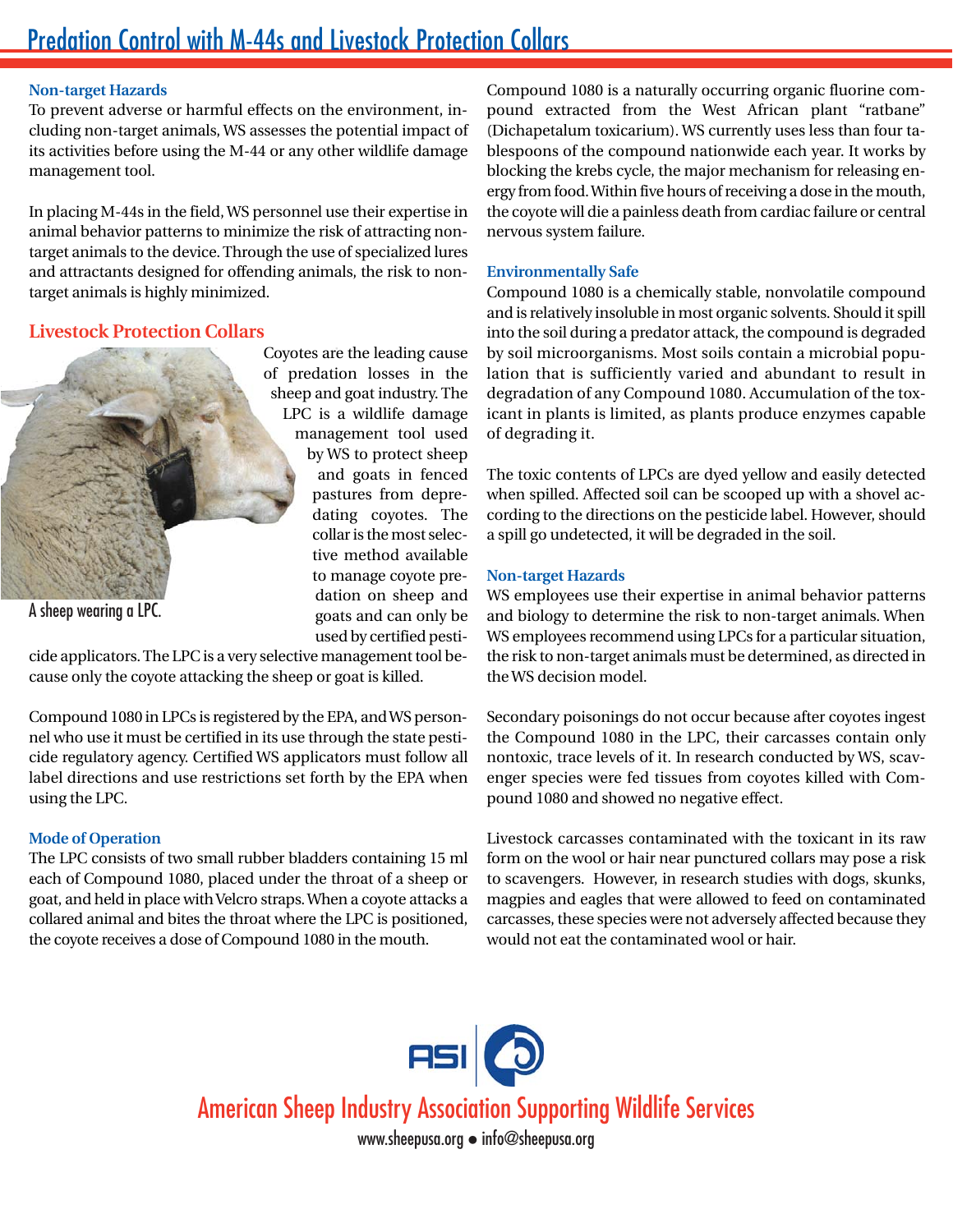## Non-target Hazards

To prevent adverse or harmful effects on the environment, including non-target animals, WS assesses the potential impact of its activities before using the M-44 or any other wildlife damage management tool.

In placing M-44s in the field, WS personnel use their expertise in animal behavior patterns to minimize the risk of attracting non-target animals to the device. Through the use of specialized lures and attractants designed for offending animals, the risk to non-target animals is highly minimized.

## Livestock Protection Collars

A sheep wearing a LPC.

Coyotes are the leading cause of predation losses in the sheep and goat industry. The LPC is a wildlife damage management tool used by WS to protect sheep and goats in fenced pastures from depredating coyotes. The collar is the most selective method available to manage coyote predation on sheep and goats and can only be used by certified pesticide applicators. The LPC is a very selective management tool because only the coyote attacking the sheep or goat is killed.

Compound 1080 in LPCs is registered by the EPA, and WS personnel who use it must be certified in its use through the state pesticide regulatory agency. Certified WS applicators must follow all label directions and use restrictions set forth by the EPA when using the LPC.

### Mode of Operation

The LPC consists of two small rubber bladders containing 15 ml each of Compound 1080, placed under the throat of a sheep or goat, and held in place with Velcro straps. When a coyote attacks a collared animal and bites the throat where the LPC is positioned, the coyote receives a dose of Compound 1080 in the mouth.

Compound 1080 is a naturally occurring organic fluorine compound extracted from the West African plant "ratbane" (Dichapetalum toxicarium). WS currently uses less than four tablespoons of the compound nationwide each year. It works by blocking the krebs cycle, the major mechanism for releasing energy from food. Within five hours of receiving a dose in the mouth, the coyote will die a painless death from cardiac failure or central nervous system failure.

### Environmentally Safe

Compound 1080 is a chemically stable, nonvolatile compound and is relatively insoluble in most organic solvents. Should it spill into the soil during a predator attack, the compound is degraded by soil microorganisms. Most soils contain a microbial population that is sufficiently varied and abundant to result in degradation of any Compound 1080. Accumulation of the toxicant in plants is limited, as plants produce enzymes capable of degrading it.

The toxic contents of LPCs are dyed yellow and easily detected when spilled. Affected soil can be scooped up with a shovel according to the directions on the pesticide label. However, should a spill go undetected, it will be degraded in the soil.

### Non-target Hazards

WS employees use their expertise in animal behavior patterns and biology to determine the risk to non-target animals. When WS employees recommend using LPCs for a particular situation, the risk to non-target animals must be determined, as directed in the WS decision model.

Secondary poisonings do not occur because after coyotes ingest the Compound 1080 in the LPC, their carcasses contain only nontoxic, trace levels of it. In research conducted by WS, scavenger species were fed tissues from coyotes killed with Compound 1080 and showed no negative effect.

Livestock carcasses contaminated with the toxicant in its raw form on the wool or hair near punctured collars may pose a risk to scavengers. However, in research studies with dogs, skunks, magpies and eagles that were allowed to feed on contaminated carcasses, these species were not adversely affected because they would not eat the contaminated wool or hair.

ASI

American Sheep Industry Association Supporting Wildlife Services

www.sheepusa.org ● info@sheepusa.org